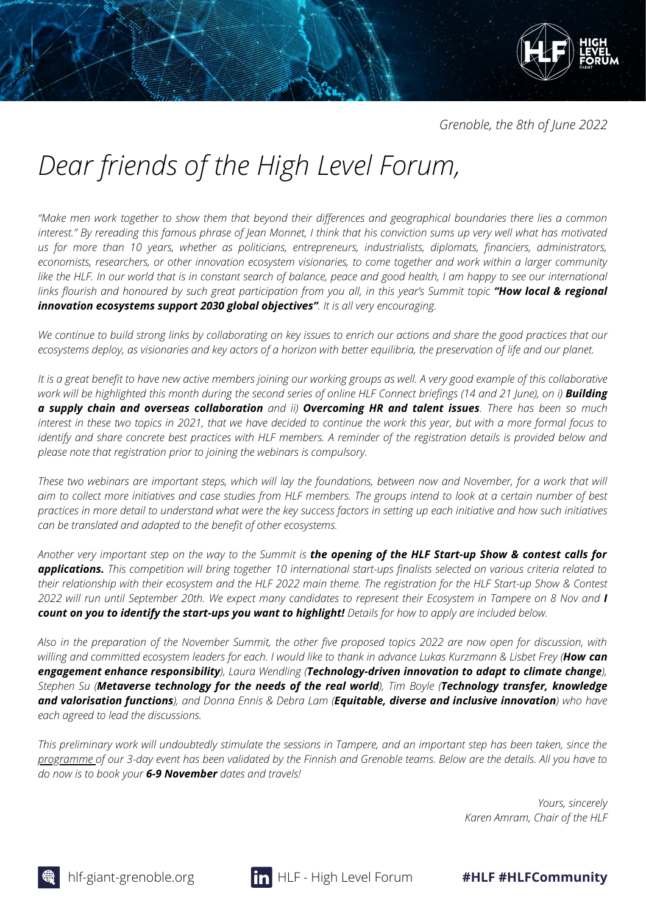*Grenoble, the 8th of June 2022*

# *Dear friends of the High Level Forum,*

*"Make men work together to show them that beyond their differences and geographical boundaries there lies a common interest." By rereading this famous phrase of Jean Monnet, I think that his conviction sums up very well what has motivated us for more than 10 years, whether as politicians, entrepreneurs, industrialists, diplomats, financiers, administrators, economists, researchers, or other innovation ecosystem visionaries, to come together and work within a larger community like the HLF. In our world that is in constant search of balance, peace and good health, I am happy to see our international links flourish and honoured by such great participation from you all, in this year's Summit topic* ***"How local & regional innovation ecosystems support 2030 global objectives"****. It is all very encouraging.*

*We continue to build strong links by collaborating on key issues to enrich our actions and share the good practices that our ecosystems deploy, as visionaries and key actors of a horizon with better equilibria, the preservation of life and our planet.*

*It is a great benefit to have new active members joining our working groups as well. A very good example of this collaborative work will be highlighted this month during the second series of online HLF Connect briefings (14 and 21 June), on i)* ***Building a supply chain and overseas collaboration*** *and ii)* ***Overcoming HR and talent issues****. There has been so much interest in these two topics in 2021, that we have decided to continue the work this year, but with a more formal focus to identify and share concrete best practices with HLF members. A reminder of the registration details is provided below and please note that registration prior to joining the webinars is compulsory.*

*These two webinars are important steps, which will lay the foundations, between now and November, for a work that will aim to collect more initiatives and case studies from HLF members. The groups intend to look at a certain number of best practices in more detail to understand what were the key success factors in setting up each initiative and how such initiatives can be translated and adapted to the benefit of other ecosystems.*

*Another very important step on the way to the Summit is* ***the opening of the HLF Start-up Show & contest calls for applications.*** *This competition will bring together 10 international start-ups finalists selected on various criteria related to their relationship with their ecosystem and the HLF 2022 main theme. The registration for the HLF Start-up Show & Contest 2022 will run until September 20th. We expect many candidates to represent their Ecosystem in Tampere on 8 Nov and* ***I count on you to identify the start-ups you want to highlight!*** *Details for how to apply are included below.*

*Also in the preparation of the November Summit, the other five proposed topics 2022 are now open for discussion, with willing and committed ecosystem leaders for each. I would like to thank in advance Lukas Kurzmann & Lisbet Frey (****How can engagement enhance responsibility****), Laura Wendling (****Technology-driven innovation to adapt to climate change****), Stephen Su (****Metaverse technology for the needs of the real world****), Tim Boyle (****Technology transfer, knowledge and valorisation functions****), and Donna Ennis & Debra Lam (****Equitable, diverse and inclusive innovation****) who have each agreed to lead the discussions.*

*This preliminary work will undoubtedly stimulate the sessions in Tampere, and an important step has been taken, since the programme of our 3-day event has been validated by the Finnish and Grenoble teams. Below are the details. All you have to do now is to book your* ***6-9 November*** *dates and travels!*

*Yours, sincerely*
*Karen Amram, Chair of the HLF*

hlf-giant-grenoble.org | HLF - High Level Forum | **#HLF #HLFCommunity**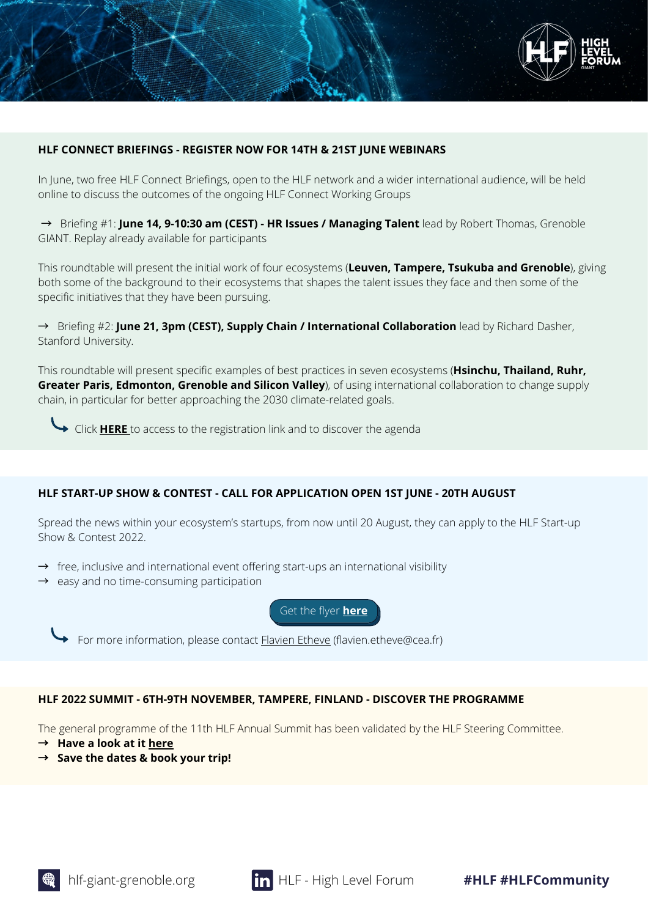## HLF CONNECT BRIEFINGS - REGISTER NOW FOR 14TH & 21ST JUNE WEBINARS

In June, two free HLF Connect Briefings, open to the HLF network and a wider international audience, will be held online to discuss the outcomes of the ongoing HLF Connect Working Groups

→ Briefing #1: **June 14, 9-10:30 am (CEST) - HR Issues / Managing Talent** lead by Robert Thomas, Grenoble GIANT. Replay already available for participants

This roundtable will present the initial work of four ecosystems (**Leuven, Tampere, Tsukuba and Grenoble**), giving both some of the background to their ecosystems that shapes the talent issues they face and then some of the specific initiatives that they have been pursuing.

→ Briefing #2: **June 21, 3pm (CEST), Supply Chain / International Collaboration** lead by Richard Dasher, Stanford University.

This roundtable will present specific examples of best practices in seven ecosystems (**Hsinchu, Thailand, Ruhr, Greater Paris, Edmonton, Grenoble and Silicon Valley**), of using international collaboration to change supply chain, in particular for better approaching the 2030 climate-related goals.

Click **HERE** to access to the registration link and to discover the agenda

## HLF START-UP SHOW & CONTEST - CALL FOR APPLICATION OPEN 1ST JUNE - 20TH AUGUST

Spread the news within your ecosystem's startups, from now until 20 August, they can apply to the HLF Start-up Show & Contest 2022.

→ free, inclusive and international event offering start-ups an international visibility
→ easy and no time-consuming participation

Get the flyer **here**

For more information, please contact Flavien Etheve (flavien.etheve@cea.fr)

## HLF 2022 SUMMIT - 6TH-9TH NOVEMBER, TAMPERE, FINLAND - DISCOVER THE PROGRAMME

The general programme of the 11th HLF Annual Summit has been validated by the HLF Steering Committee.

→ **Have a look at it here**
→ **Save the dates & book your trip!**

hlf-giant-grenoble.org HLF - High Level Forum **#HLF #HLFCommunity**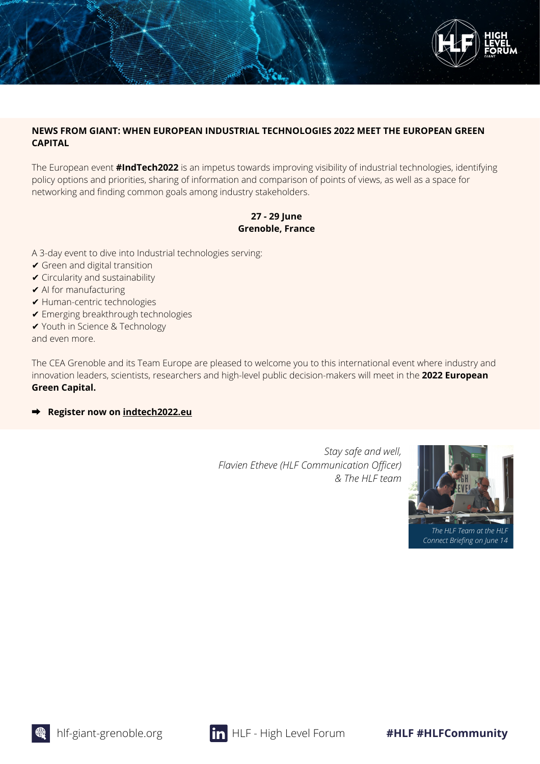## NEWS FROM GIANT: WHEN EUROPEAN INDUSTRIAL TECHNOLOGIES 2022 MEET THE EUROPEAN GREEN CAPITAL

The European event **#IndTech2022** is an impetus towards improving visibility of industrial technologies, identifying policy options and priorities, sharing of information and comparison of points of views, as well as a space for networking and finding common goals among industry stakeholders.

**27 - 29 June**
**Grenoble, France**

A 3-day event to dive into Industrial technologies serving:

- ✔ Green and digital transition
- ✔ Circularity and sustainability
- ✔ AI for manufacturing
- ✔ Human-centric technologies
- ✔ Emerging breakthrough technologies
- ✔ Youth in Science & Technology

and even more.

The CEA Grenoble and its Team Europe are pleased to welcome you to this international event where industry and innovation leaders, scientists, researchers and high-level public decision-makers will meet in the **2022 European Green Capital.**

➡ **Register now on indtech2022.eu**

*Stay safe and well,*
*Flavien Etheve (HLF Communication Officer)*
*& The HLF team*

*The HLF Team at the HLF Connect Briefing on June 14*

hlf-giant-grenoble.org HLF - High Level Forum **#HLF #HLFCommunity**